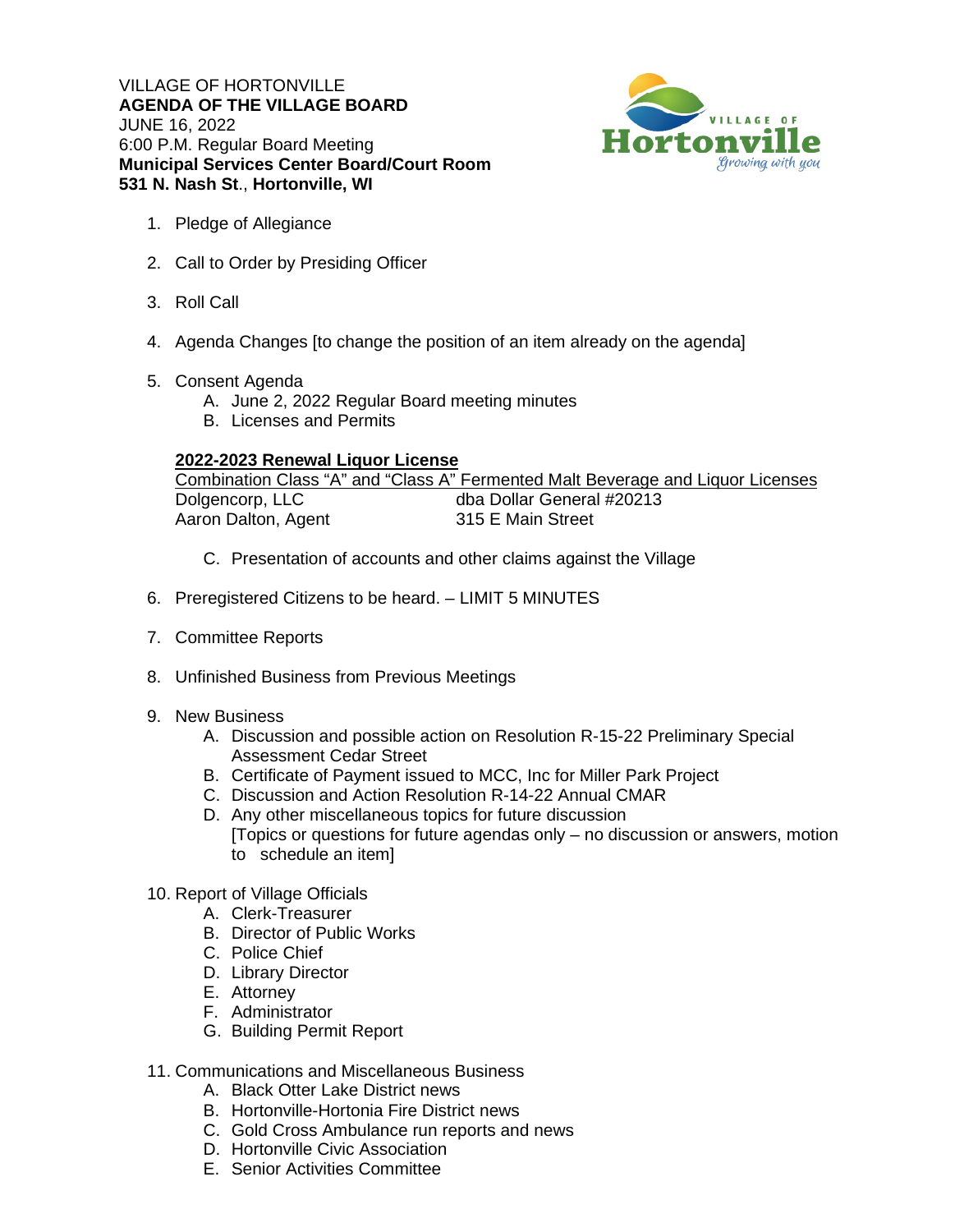VILLAGE OF HORTONVILLE
**AGENDA OF THE VILLAGE BOARD**
JUNE 16, 2022
6:00 P.M. Regular Board Meeting
**Municipal Services Center Board/Court Room**
**531 N. Nash St**., **Hortonville, WI**

1. Pledge of Allegiance

2. Call to Order by Presiding Officer

3. Roll Call

4. Agenda Changes [to change the position of an item already on the agenda]

5. Consent Agenda
   A. June 2, 2022 Regular Board meeting minutes
   B. Licenses and Permits

   **2022-2023 Renewal Liquor License**
   Combination Class "A" and "Class A" Fermented Malt Beverage and Liquor Licenses

   | | |
   |---|---|
   | Dolgencorp, LLC | dba Dollar General #20213 |
   | Aaron Dalton, Agent | 315 E Main Street |

   C. Presentation of accounts and other claims against the Village

6. Preregistered Citizens to be heard. – LIMIT 5 MINUTES

7. Committee Reports

8. Unfinished Business from Previous Meetings

9. New Business
   A. Discussion and possible action on Resolution R-15-22 Preliminary Special Assessment Cedar Street
   B. Certificate of Payment issued to MCC, Inc for Miller Park Project
   C. Discussion and Action Resolution R-14-22 Annual CMAR
   D. Any other miscellaneous topics for future discussion
      [Topics or questions for future agendas only – no discussion or answers, motion to schedule an item]

10. Report of Village Officials
    A. Clerk-Treasurer
    B. Director of Public Works
    C. Police Chief
    D. Library Director
    E. Attorney
    F. Administrator
    G. Building Permit Report

11. Communications and Miscellaneous Business
    A. Black Otter Lake District news
    B. Hortonville-Hortonia Fire District news
    C. Gold Cross Ambulance run reports and news
    D. Hortonville Civic Association
    E. Senior Activities Committee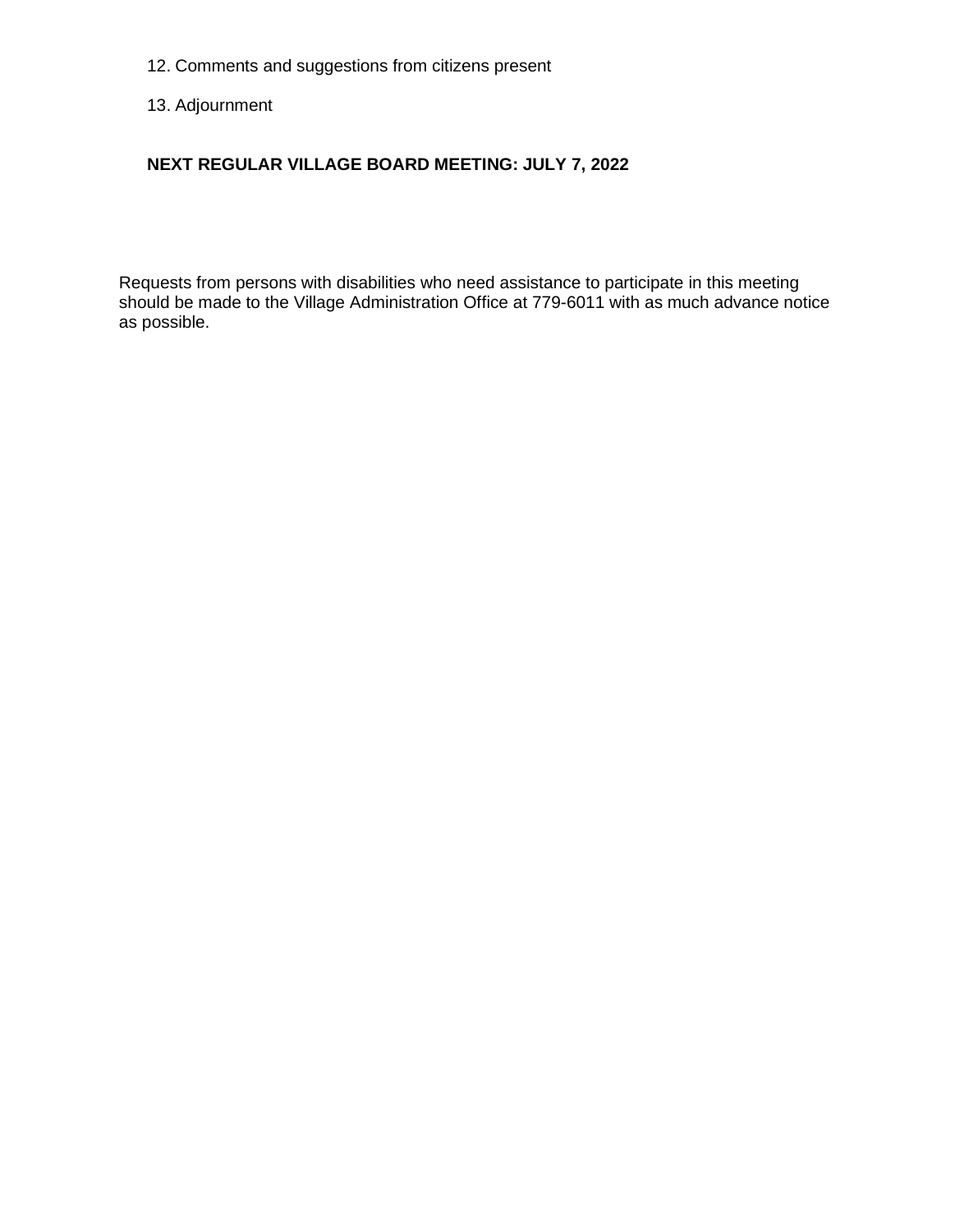12. Comments and suggestions from citizens present

13. Adjournment

**NEXT REGULAR VILLAGE BOARD MEETING: JULY 7, 2022**

Requests from persons with disabilities who need assistance to participate in this meeting should be made to the Village Administration Office at 779-6011 with as much advance notice as possible.